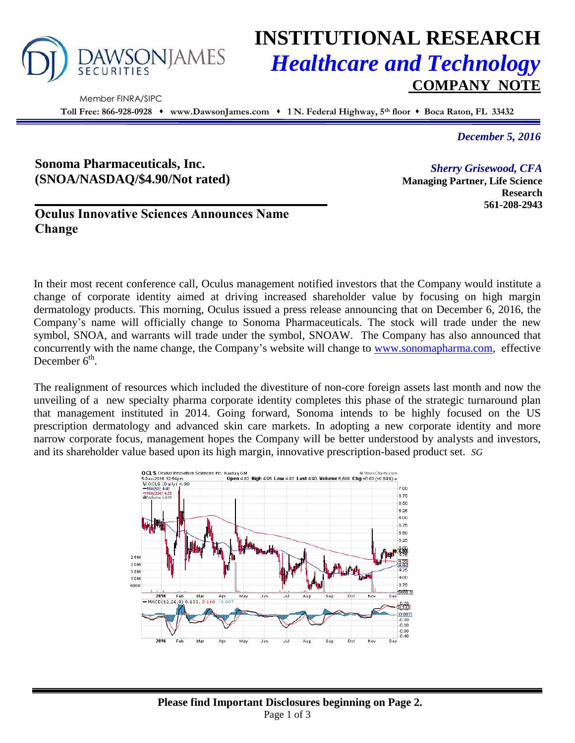# INSTITUTIONAL RESEARCH

## *Healthcare and Technology*

## COMPANY NOTE

DAWSON JAMES SECURITIES

Member FINRA/SIPC

**Toll Free: 866-928-0928 ♦ www.DawsonJames.com ♦ 1 N. Federal Highway, 5th floor ♦ Boca Raton, FL 33432**

*December 5, 2016*

**Sonoma Pharmaceuticals, Inc.**
**(SNOA/NASDAQ/$4.90/Not rated)**

***Sherry Grisewood, CFA***
**Managing Partner, Life Science Research**
**561-208-2943**

## Oculus Innovative Sciences Announces Name Change

In their most recent conference call, Oculus management notified investors that the Company would institute a change of corporate identity aimed at driving increased shareholder value by focusing on high margin dermatology products. This morning, Oculus issued a press release announcing that on December 6, 2016, the Company's name will officially change to Sonoma Pharmaceuticals. The stock will trade under the new symbol, SNOA, and warrants will trade under the symbol, SNOAW. The Company has also announced that concurrently with the name change, the Company's website will change to www.sonomapharma.com, effective December 6th.

The realignment of resources which included the divestiture of non-core foreign assets last month and now the unveiling of a new specialty pharma corporate identity completes this phase of the strategic turnaround plan that management instituted in 2014. Going forward, Sonoma intends to be highly focused on the US prescription dermatology and advanced skin care markets. In adopting a new corporate identity and more narrow corporate focus, management hopes the Company will be better understood by analysts and investors, and its shareholder value based upon its high margin, innovative prescription-based product set. *SG*

**Please find Important Disclosures beginning on Page 2.**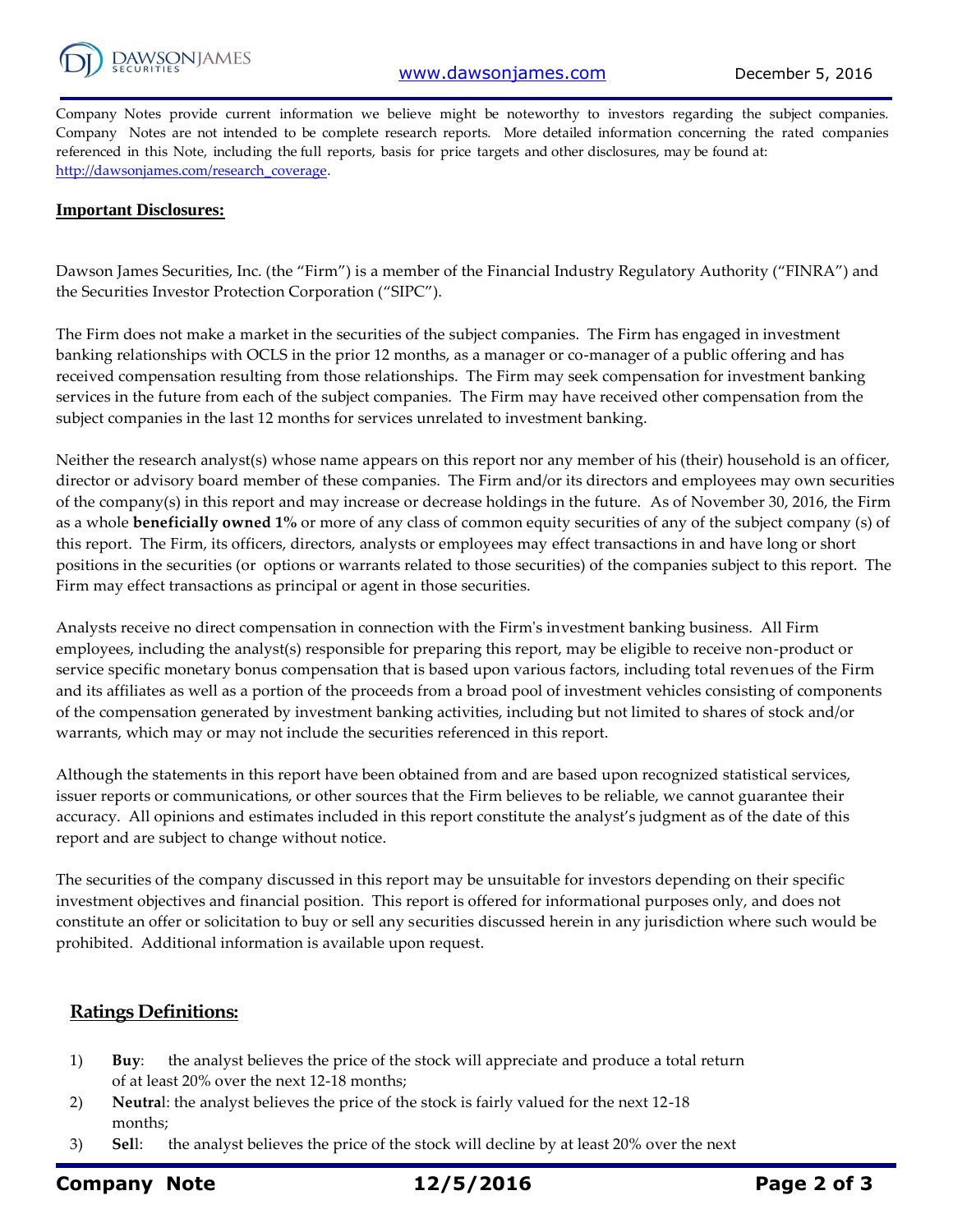Company Notes provide current information we believe might be noteworthy to investors regarding the subject companies. Company Notes are not intended to be complete research reports. More detailed information concerning the rated companies referenced in this Note, including the full reports, basis for price targets and other disclosures, may be found at: http://dawsonjames.com/research_coverage.

**Important Disclosures:**

Dawson James Securities, Inc. (the "Firm") is a member of the Financial Industry Regulatory Authority ("FINRA") and the Securities Investor Protection Corporation ("SIPC").

The Firm does not make a market in the securities of the subject companies. The Firm has engaged in investment banking relationships with OCLS in the prior 12 months, as a manager or co-manager of a public offering and has received compensation resulting from those relationships. The Firm may seek compensation for investment banking services in the future from each of the subject companies. The Firm may have received other compensation from the subject companies in the last 12 months for services unrelated to investment banking.

Neither the research analyst(s) whose name appears on this report nor any member of his (their) household is an officer, director or advisory board member of these companies. The Firm and/or its directors and employees may own securities of the company(s) in this report and may increase or decrease holdings in the future. As of November 30, 2016, the Firm as a whole **beneficially owned 1%** or more of any class of common equity securities of any of the subject company (s) of this report. The Firm, its officers, directors, analysts or employees may effect transactions in and have long or short positions in the securities (or options or warrants related to those securities) of the companies subject to this report. The Firm may effect transactions as principal or agent in those securities.

Analysts receive no direct compensation in connection with the Firm's investment banking business. All Firm employees, including the analyst(s) responsible for preparing this report, may be eligible to receive non-product or service specific monetary bonus compensation that is based upon various factors, including total revenues of the Firm and its affiliates as well as a portion of the proceeds from a broad pool of investment vehicles consisting of components of the compensation generated by investment banking activities, including but not limited to shares of stock and/or warrants, which may or may not include the securities referenced in this report.

Although the statements in this report have been obtained from and are based upon recognized statistical services, issuer reports or communications, or other sources that the Firm believes to be reliable, we cannot guarantee their accuracy. All opinions and estimates included in this report constitute the analyst's judgment as of the date of this report and are subject to change without notice.

The securities of the company discussed in this report may be unsuitable for investors depending on their specific investment objectives and financial position. This report is offered for informational purposes only, and does not constitute an offer or solicitation to buy or sell any securities discussed herein in any jurisdiction where such would be prohibited. Additional information is available upon request.

**Ratings Definitions:**

1) **Buy**: the analyst believes the price of the stock will appreciate and produce a total return of at least 20% over the next 12-18 months;
2) **Neutral**: the analyst believes the price of the stock is fairly valued for the next 12-18 months;
3) **Sell**: the analyst believes the price of the stock will decline by at least 20% over the next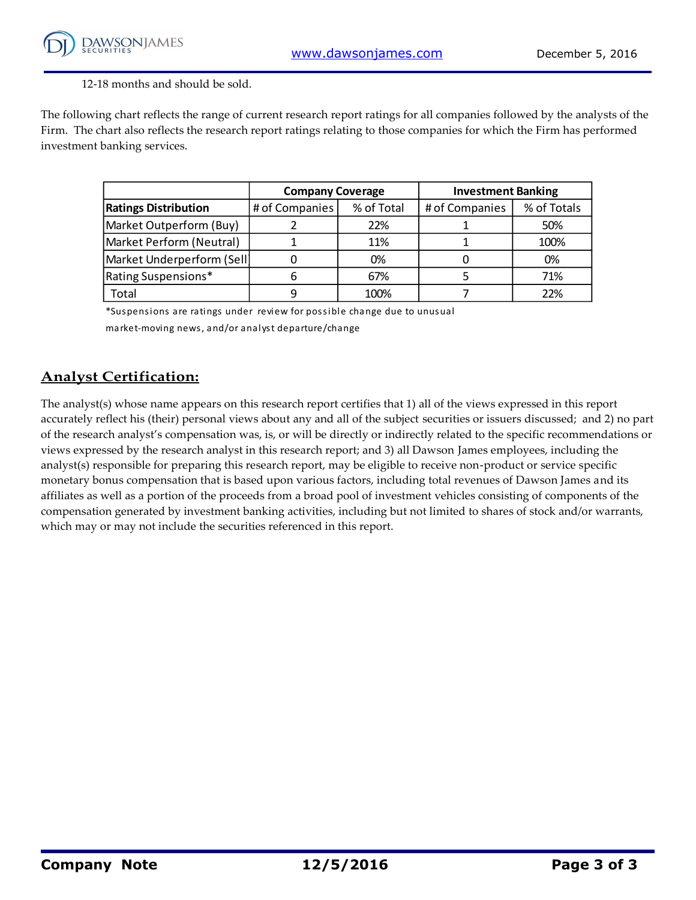12-18 months and should be sold.

The following chart reflects the range of current research report ratings for all companies followed by the analysts of the Firm. The chart also reflects the research report ratings relating to those companies for which the Firm has performed investment banking services.

| | Company Coverage | | Investment Banking | |
|---|---|---|---|---|
| **Ratings Distribution** | # of Companies | % of Total | # of Companies | % of Totals |
| Market Outperform (Buy) | 2 | 22% | 1 | 50% |
| Market Perform (Neutral) | 1 | 11% | 1 | 100% |
| Market Underperform (Sell | 0 | 0% | 0 | 0% |
| Rating Suspensions* | 6 | 67% | 5 | 71% |
| Total | 9 | 100% | 7 | 22% |

*Suspensions are ratings under review for possible change due to unusual market-moving news, and/or analyst departure/change

## Analyst Certification:

The analyst(s) whose name appears on this research report certifies that 1) all of the views expressed in this report accurately reflect his (their) personal views about any and all of the subject securities or issuers discussed; and 2) no part of the research analyst's compensation was, is, or will be directly or indirectly related to the specific recommendations or views expressed by the research analyst in this research report; and 3) all Dawson James employees, including the analyst(s) responsible for preparing this research report, may be eligible to receive non-product or service specific monetary bonus compensation that is based upon various factors, including total revenues of Dawson James and its affiliates as well as a portion of the proceeds from a broad pool of investment vehicles consisting of components of the compensation generated by investment banking activities, including but not limited to shares of stock and/or warrants, which may or may not include the securities referenced in this report.